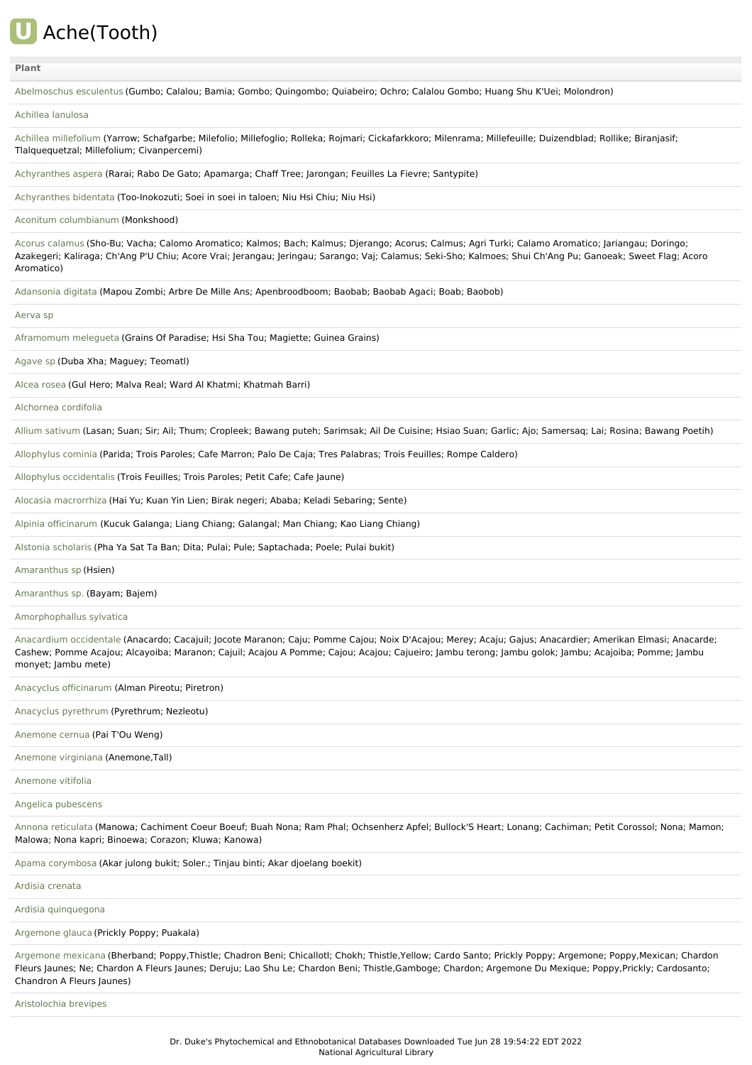# Ache(Tooth)

| Plant |
|---|
| Abelmoschus esculentus (Gumbo; Calalou; Bamia; Gombo; Quingombo; Quiabeiro; Ochro; Calalou Gombo; Huang Shu K'Uei; Molondron) |
| Achillea lanulosa |
| Achillea millefolium (Yarrow; Schafgarbe; Milefolio; Millefoglio; Rolleka; Rojmari; Cickafarkkoro; Milenrama; Millefeuille; Duizendblad; Rollike; Biranjasif; Tlalquequetzal; Millefolium; Civanpercemi) |
| Achyranthes aspera (Rarai; Rabo De Gato; Apamarga; Chaff Tree; Jarongan; Feuilles La Fievre; Santypite) |
| Achyranthes bidentata (Too-Inokozuti; Soei in soei in taloen; Niu Hsi Chiu; Niu Hsi) |
| Aconitum columbianum (Monkshood) |
| Acorus calamus (Sho-Bu; Vacha; Calomo Aromatico; Kalmos; Bach; Kalmus; Djerango; Acorus; Calmus; Agri Turki; Calamo Aromatico; Jariangau; Doringo; Azakegeri; Kaliraga; Ch'Ang P'U Chiu; Acore Vrai; Jerangau; Jeringau; Sarango; Vaj; Calamus; Seki-Sho; Kalmoes; Shui Ch'Ang Pu; Ganoeak; Sweet Flag; Acoro Aromatico) |
| Adansonia digitata (Mapou Zombi; Arbre De Mille Ans; Apenbroodboom; Baobab; Baobab Agaci; Boab; Baobob) |
| Aerva sp |
| Aframomum melegueta (Grains Of Paradise; Hsi Sha Tou; Magiette; Guinea Grains) |
| Agave sp (Duba Xha; Maguey; Teomatl) |
| Alcea rosea (Gul Hero; Malva Real; Ward Al Khatmi; Khatmah Barri) |
| Alchornea cordifolia |
| Allium sativum (Lasan; Suan; Sir; Ail; Thum; Cropleek; Bawang puteh; Sarimsak; Ail De Cuisine; Hsiao Suan; Garlic; Ajo; Samersaq; Lai; Rosina; Bawang Poetih) |
| Allophylus cominia (Parida; Trois Paroles; Cafe Marron; Palo De Caja; Tres Palabras; Trois Feuilles; Rompe Caldero) |
| Allophylus occidentalis (Trois Feuilles; Trois Paroles; Petit Cafe; Cafe Jaune) |
| Alocasia macrorrhiza (Hai Yu; Kuan Yin Lien; Birak negeri; Ababa; Keladi Sebaring; Sente) |
| Alpinia officinarum (Kucuk Galanga; Liang Chiang; Galangal; Man Chiang; Kao Liang Chiang) |
| Alstonia scholaris (Pha Ya Sat Ta Ban; Dita; Pulai; Pule; Saptachada; Poele; Pulai bukit) |
| Amaranthus sp (Hsien) |
| Amaranthus sp. (Bayam; Bajem) |
| Amorphophallus sylvatica |
| Anacardium occidentale (Anacardo; Cacajuil; Jocote Maranon; Caju; Pomme Cajou; Noix D'Acajou; Merey; Acaju; Gajus; Anacardier; Amerikan Elmasi; Anacarde; Cashew; Pomme Acajou; Alcayoiba; Maranon; Cajuil; Acajou A Pomme; Cajou; Acajou; Cajueiro; Jambu terong; Jambu golok; Jambu; Acajoiba; Pomme; Jambu monyet; Jambu mete) |
| Anacyclus officinarum (Alman Pireotu; Piretron) |
| Anacyclus pyrethrum (Pyrethrum; Nezleotu) |
| Anemone cernua (Pai T'Ou Weng) |
| Anemone virginiana (Anemone,Tall) |
| Anemone vitifolia |
| Angelica pubescens |
| Annona reticulata (Manowa; Cachiment Coeur Boeuf; Buah Nona; Ram Phal; Ochsenherz Apfel; Bullock'S Heart; Lonang; Cachiman; Petit Corossol; Nona; Mamon; Malowa; Nona kapri; Binoewa; Corazon; Kluwa; Kanowa) |
| Apama corymbosa (Akar julong bukit; Soler.; Tinjau binti; Akar djoelang boekit) |
| Ardisia crenata |
| Ardisia quinquegona |
| Argemone glauca (Prickly Poppy; Puakala) |
| Argemone mexicana (Bherband; Poppy,Thistle; Chadron Beni; Chicallotl; Chokh; Thistle,Yellow; Cardo Santo; Prickly Poppy; Argemone; Poppy,Mexican; Chardon Fleurs Jaunes; Ne; Chardon A Fleurs Jaunes; Deruju; Lao Shu Le; Chardon Beni; Thistle,Gamboge; Chardon; Argemone Du Mexique; Poppy,Prickly; Cardosanto; Chandron A Fleurs Jaunes) |
| Aristolochia brevipes |

Dr. Duke's Phytochemical and Ethnobotanical Databases Downloaded Tue Jun 28 19:54:22 EDT 2022
National Agricultural Library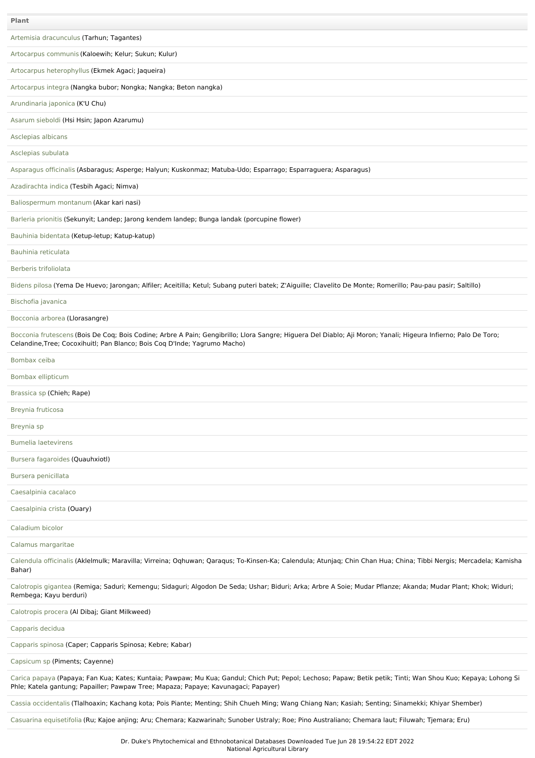| Plant |
| --- |
| Artemisia dracunculus (Tarhun; Tagantes) |
| Artocarpus communis (Kaloewih; Kelur; Sukun; Kulur) |
| Artocarpus heterophyllus (Ekmek Agaci; Jaqueira) |
| Artocarpus integra (Nangka bubor; Nongka; Nangka; Beton nangka) |
| Arundinaria japonica (K'U Chu) |
| Asarum sieboldi (Hsi Hsin; Japon Azarumu) |
| Asclepias albicans |
| Asclepias subulata |
| Asparagus officinalis (Asbaragus; Asperge; Halyun; Kuskonmaz; Matuba-Udo; Esparrago; Esparraguera; Asparagus) |
| Azadirachta indica (Tesbih Agaci; Nimva) |
| Baliospermum montanum (Akar kari nasi) |
| Barleria prionitis (Sekunyit; Landep; Jarong kendem landep; Bunga landak (porcupine flower) |
| Bauhinia bidentata (Ketup-letup; Katup-katup) |
| Bauhinia reticulata |
| Berberis trifoliolata |
| Bidens pilosa (Yema De Huevo; Jarongan; Alfiler; Aceitilla; Ketul; Subang puteri batek; Z'Aiguille; Clavelito De Monte; Romerillo; Pau-pau pasir; Saltillo) |
| Bischofia javanica |
| Bocconia arborea (Llorasangre) |
| Bocconia frutescens (Bois De Coq; Bois Codine; Arbre A Pain; Gengibrillo; Llora Sangre; Higuera Del Diablo; Aji Moron; Yanali; Higeura Infierno; Palo De Toro; Celandine,Tree; Cocoxihuitl; Pan Blanco; Bois Coq D'Inde; Yagrumo Macho) |
| Bombax ceiba |
| Bombax ellipticum |
| Brassica sp (Chieh; Rape) |
| Breynia fruticosa |
| Breynia sp |
| Bumelia laetevirens |
| Bursera fagaroides (Quauhxiotl) |
| Bursera penicillata |
| Caesalpinia cacalaco |
| Caesalpinia crista (Ouary) |
| Caladium bicolor |
| Calamus margaritae |
| Calendula officinalis (Aklelmulk; Maravilla; Virreina; Oqhuwan; Qaraqus; To-Kinsen-Ka; Calendula; Atunjaq; Chin Chan Hua; China; Tibbi Nergis; Mercadela; Kamisha Bahar) |
| Calotropis gigantea (Remiga; Saduri; Kemengu; Sidaguri; Algodon De Seda; Ushar; Biduri; Arka; Arbre A Soie; Mudar Pflanze; Akanda; Mudar Plant; Khok; Widuri; Rembega; Kayu berduri) |
| Calotropis procera (Al Dibaj; Giant Milkweed) |
| Capparis decidua |
| Capparis spinosa (Caper; Capparis Spinosa; Kebre; Kabar) |
| Capsicum sp (Piments; Cayenne) |
| Carica papaya (Papaya; Fan Kua; Kates; Kuntaia; Pawpaw; Mu Kua; Gandul; Chich Put; Pepol; Lechoso; Papaw; Betik petik; Tinti; Wan Shou Kuo; Kepaya; Lohong Si Phle; Katela gantung; Papailler; Pawpaw Tree; Mapaza; Papaye; Kavunagaci; Papayer) |
| Cassia occidentalis (Tlalhoaxin; Kachang kota; Pois Piante; Menting; Shih Chueh Ming; Wang Chiang Nan; Kasiah; Senting; Sinamekki; Khiyar Shember) |
| Casuarina equisetifolia (Ru; Kajoe anjing; Aru; Chemara; Kazwarinah; Sunober Ustraly; Roe; Pino Australiano; Chemara laut; Filuwah; Tjemara; Eru) |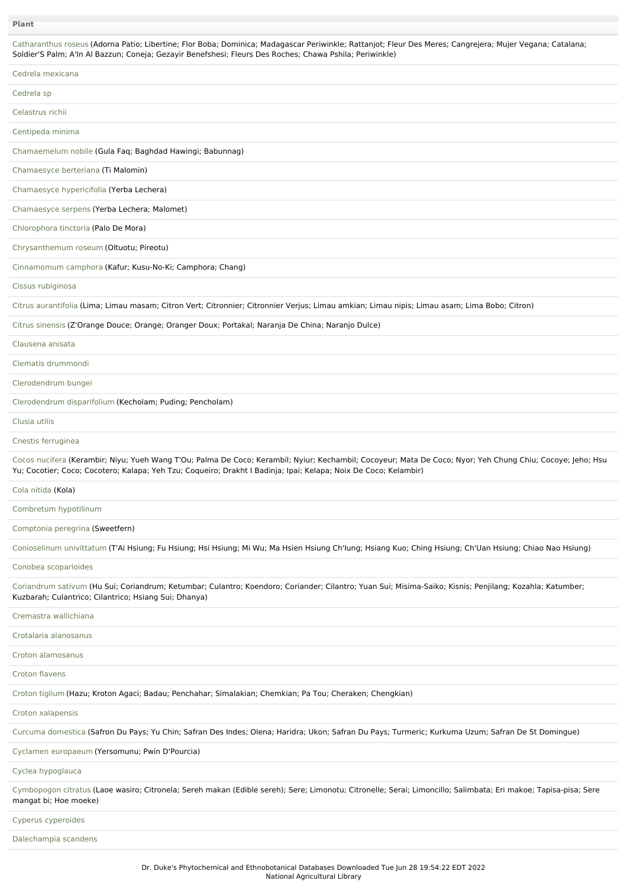| Plant |
| --- |
| Catharanthus roseus (Adorna Patio; Libertine; Flor Boba; Dominica; Madagascar Periwinkle; Rattanjot; Fleur Des Meres; Cangrejera; Mujer Vegana; Catalana; Soldier'S Palm; A'In Al Bazzun; Coneja; Gezayir Benefshesi; Fleurs Des Roches; Chawa Pshila; Periwinkle) |
| Cedrela mexicana |
| Cedrela sp |
| Celastrus richii |
| Centipeda minima |
| Chamaemelum nobile (Gula Faq; Baghdad Hawingi; Babunnag) |
| Chamaesyce berteriana (Ti Malomin) |
| Chamaesyce hypericifolia (Yerba Lechera) |
| Chamaesyce serpens (Yerba Lechera; Malomet) |
| Chlorophora tinctoria (Palo De Mora) |
| Chrysanthemum roseum (Oltuotu; Pireotu) |
| Cinnamomum camphora (Kafur; Kusu-No-Ki; Camphora; Chang) |
| Cissus rubiginosa |
| Citrus aurantifolia (Lima; Limau masam; Citron Vert; Citronnier; Citronnier Verjus; Limau amkian; Limau nipis; Limau asam; Lima Bobo; Citron) |
| Citrus sinensis (Z'Orange Douce; Orange; Oranger Doux; Portakal; Naranja De China; Naranjo Dulce) |
| Clausena anisata |
| Clematis drummondi |
| Clerodendrum bungei |
| Clerodendrum disparifolium (Kecholam; Puding; Pencholam) |
| Clusia utilis |
| Cnestis ferruginea |
| Cocos nucifera (Kerambir; Niyu; Yueh Wang T'Ou; Palma De Coco; Kerambil; Nyiur; Kechambil; Cocoyeur; Mata De Coco; Nyor; Yeh Chung Chiu; Cocoye; Jeho; Hsu Yu; Cocotier; Coco; Cocotero; Kalapa; Yeh Tzu; Coqueiro; Drakht I Badinja; Ipai; Kelapa; Noix De Coco; Kelambir) |
| Cola nitida (Kola) |
| Combretum hypotilinum |
| Comptonia peregrina (Sweetfern) |
| Conioselinum univittatum (T'Ai Hsiung; Fu Hsiung; Hsi Hsiung; Mi Wu; Ma Hsien Hsiung Ch'Iung; Hsiang Kuo; Ching Hsiung; Ch'Uan Hsiung; Chiao Nao Hsiung) |
| Conobea scoparioides |
| Coriandrum sativum (Hu Sui; Coriandrum; Ketumbar; Culantro; Koendoro; Coriander; Cilantro; Yuan Sui; Misima-Saiko; Kisnis; Penjilang; Kozahla; Katumber; Kuzbarah; Culantrico; Cilantrico; Hsiang Sui; Dhanya) |
| Cremastra wallichiana |
| Crotalaria alanosanus |
| Croton alamosanus |
| Croton flavens |
| Croton tiglium (Hazu; Kroton Agaci; Badau; Penchahar; Simalakian; Chemkian; Pa Tou; Cheraken; Chengkian) |
| Croton xalapensis |
| Curcuma domestica (Safron Du Pays; Yu Chin; Safran Des Indes; Olena; Haridra; Ukon; Safran Du Pays; Turmeric; Kurkuma Uzum; Safran De St Domingue) |
| Cyclamen europaeum (Yersomunu; Pwin D'Pourcia) |
| Cyclea hypoglauca |
| Cymbopogon citratus (Laoe wasiro; Citronela; Sereh makan (Edible sereh); Sere; Limonotu; Citronelle; Serai; Limoncillo; Salimbata; Eri makoe; Tapisa-pisa; Sere mangat bi; Hoe moeke) |
| Cyperus cyperoides |
| Dalechampia scandens |

Dr. Duke's Phytochemical and Ethnobotanical Databases Downloaded Tue Jun 28 19:54:22 EDT 2022
National Agricultural Library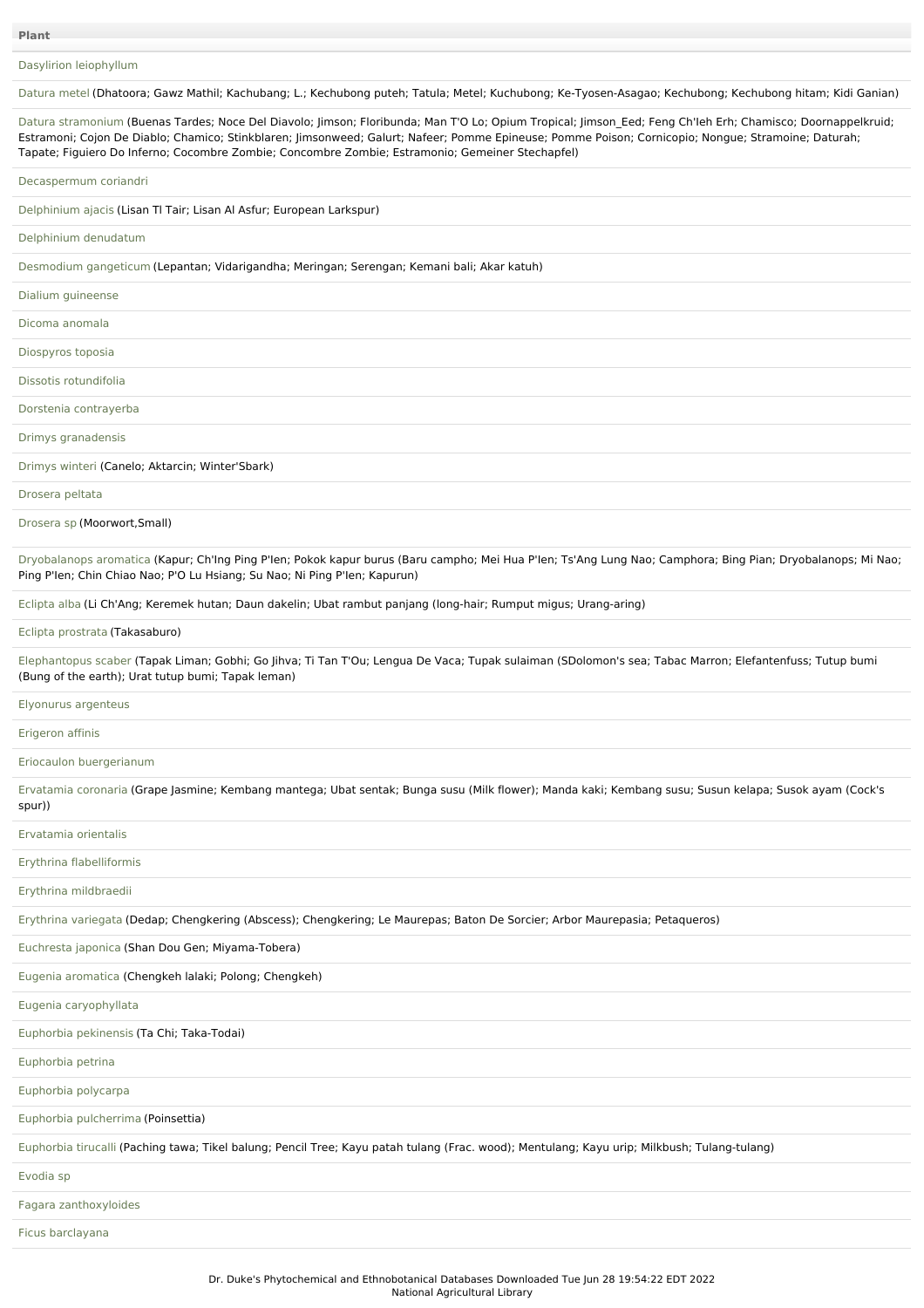| Plant |
|---|
| Dasylirion leiophyllum |
| Datura metel (Dhatoora; Gawz Mathil; Kachubang; L.; Kechubong puteh; Tatula; Metel; Kuchubong; Ke-Tyosen-Asagao; Kechubong; Kechubong hitam; Kidi Ganian) |
| Datura stramonium (Buenas Tardes; Noce Del Diavolo; Jimson; Floribunda; Man T'O Lo; Opium Tropical; Jimson_Eed; Feng Ch'Ieh Erh; Chamisco; Doornappelkruid; Estramoni; Cojon De Diablo; Chamico; Stinkblaren; Jimsonweed; Galurt; Nafeer; Pomme Epineuse; Pomme Poison; Cornicopio; Nongue; Stramoine; Daturah; Tapate; Figuiero Do Inferno; Cocombre Zombie; Concombre Zombie; Estramonio; Gemeiner Stechapfel) |
| Decaspermum coriandri |
| Delphinium ajacis (Lisan Tl Tair; Lisan Al Asfur; European Larkspur) |
| Delphinium denudatum |
| Desmodium gangeticum (Lepantan; Vidarigandha; Meringan; Serengan; Kemani bali; Akar katuh) |
| Dialium guineense |
| Dicoma anomala |
| Diospyros toposia |
| Dissotis rotundifolia |
| Dorstenia contrayerba |
| Drimys granadensis |
| Drimys winteri (Canelo; Aktarcin; Winter'Sbark) |
| Drosera peltata |
| Drosera sp (Moorwort,Small) |
| Dryobalanops aromatica (Kapur; Ch'Ing Ping P'Ien; Pokok kapur burus (Baru campho; Mei Hua P'Ien; Ts'Ang Lung Nao; Camphora; Bing Pian; Dryobalanops; Mi Nao; Ping P'Ien; Chin Chiao Nao; P'O Lu Hsiang; Su Nao; Ni Ping P'Ien; Kapurun) |
| Eclipta alba (Li Ch'Ang; Keremek hutan; Daun dakelin; Ubat rambut panjang (long-hair; Rumput migus; Urang-aring) |
| Eclipta prostrata (Takasaburo) |
| Elephantopus scaber (Tapak Liman; Gobhi; Go Jihva; Ti Tan T'Ou; Lengua De Vaca; Tupak sulaiman (SDolomon's sea; Tabac Marron; Elefantenfuss; Tutup bumi (Bung of the earth); Urat tutup bumi; Tapak leman) |
| Elyonurus argenteus |
| Erigeron affinis |
| Eriocaulon buergerianum |
| Ervatamia coronaria (Grape Jasmine; Kembang mantega; Ubat sentak; Bunga susu (Milk flower); Manda kaki; Kembang susu; Susun kelapa; Susok ayam (Cock's spur)) |
| Ervatamia orientalis |
| Erythrina flabelliformis |
| Erythrina mildbraedii |
| Erythrina variegata (Dedap; Chengkering (Abscess); Chengkering; Le Maurepas; Baton De Sorcier; Arbor Maurepasia; Petaqueros) |
| Euchresta japonica (Shan Dou Gen; Miyama-Tobera) |
| Eugenia aromatica (Chengkeh lalaki; Polong; Chengkeh) |
| Eugenia caryophyllata |
| Euphorbia pekinensis (Ta Chi; Taka-Todai) |
| Euphorbia petrina |
| Euphorbia polycarpa |
| Euphorbia pulcherrima (Poinsettia) |
| Euphorbia tirucalli (Paching tawa; Tikel balung; Pencil Tree; Kayu patah tulang (Frac. wood); Mentulang; Kayu urip; Milkbush; Tulang-tulang) |
| Evodia sp |
| Fagara zanthoxyloides |
| Ficus barclayana |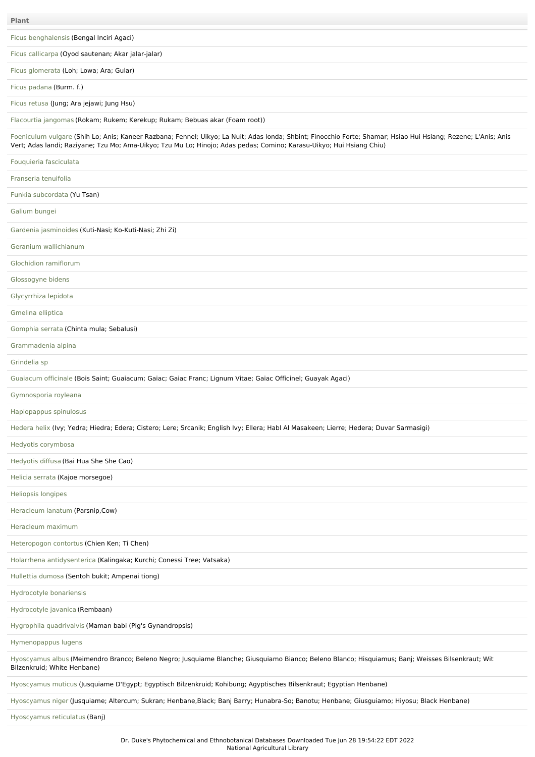| Plant |
| --- |
| Ficus benghalensis (Bengal Inciri Agaci) |
| Ficus callicarpa (Oyod sautenan; Akar jalar-jalar) |
| Ficus glomerata (Loh; Lowa; Ara; Gular) |
| Ficus padana (Burm. f.) |
| Ficus retusa (Jung; Ara jejawi; Jung Hsu) |
| Flacourtia jangomas (Rokam; Rukem; Kerekup; Rukam; Bebuas akar (Foam root)) |
| Foeniculum vulgare (Shih Lo; Anis; Kaneer Razbana; Fennel; Uikyo; La Nuit; Adas londa; Shbint; Finocchio Forte; Shamar; Hsiao Hui Hsiang; Rezene; L'Anis; Anis Vert; Adas landi; Raziyane; Tzu Mo; Ama-Uikyo; Tzu Mu Lo; Hinojo; Adas pedas; Comino; Karasu-Uikyo; Hui Hsiang Chiu) |
| Fouquieria fasciculata |
| Franseria tenuifolia |
| Funkia subcordata (Yu Tsan) |
| Galium bungei |
| Gardenia jasminoides (Kuti-Nasi; Ko-Kuti-Nasi; Zhi Zi) |
| Geranium wallichianum |
| Glochidion ramiflorum |
| Glossogyne bidens |
| Glycyrrhiza lepidota |
| Gmelina elliptica |
| Gomphia serrata (Chinta mula; Sebalusi) |
| Grammadenia alpina |
| Grindelia sp |
| Guaiacum officinale (Bois Saint; Guaiacum; Gaiac; Gaiac Franc; Lignum Vitae; Gaiac Officinel; Guayak Agaci) |
| Gymnosporia royleana |
| Haplopappus spinulosus |
| Hedera helix (Ivy; Yedra; Hiedra; Edera; Cistero; Lere; Srcanik; English Ivy; Ellera; Habl Al Masakeen; Lierre; Hedera; Duvar Sarmasigi) |
| Hedyotis corymbosa |
| Hedyotis diffusa (Bai Hua She She Cao) |
| Helicia serrata (Kajoe morsegoe) |
| Heliopsis longipes |
| Heracleum lanatum (Parsnip,Cow) |
| Heracleum maximum |
| Heteropogon contortus (Chien Ken; Ti Chen) |
| Holarrhena antidysenterica (Kalingaka; Kurchi; Conessi Tree; Vatsaka) |
| Hullettia dumosa (Sentoh bukit; Ampenai tiong) |
| Hydrocotyle bonariensis |
| Hydrocotyle javanica (Rembaan) |
| Hygrophila quadrivalvis (Maman babi (Pig's Gynandropsis) |
| Hymenopappus lugens |
| Hyoscyamus albus (Meimendro Branco; Beleno Negro; Jusquiame Blanche; Giusquiamo Bianco; Beleno Blanco; Hisquiamus; Banj; Weisses Bilsenkraut; Wit Bilzenkruid; White Henbane) |
| Hyoscyamus muticus (Jusquiame D'Egypt; Egyptisch Bilzenkruid; Kohibung; Agyptisches Bilsenkraut; Egyptian Henbane) |
| Hyoscyamus niger (Jusquiame; Altercum; Sukran; Henbane,Black; Banj Barry; Hunabra-So; Banotu; Henbane; Giusguiamo; Hiyosu; Black Henbane) |
| Hyoscyamus reticulatus (Banj) |

Dr. Duke's Phytochemical and Ethnobotanical Databases Downloaded Tue Jun 28 19:54:22 EDT 2022
National Agricultural Library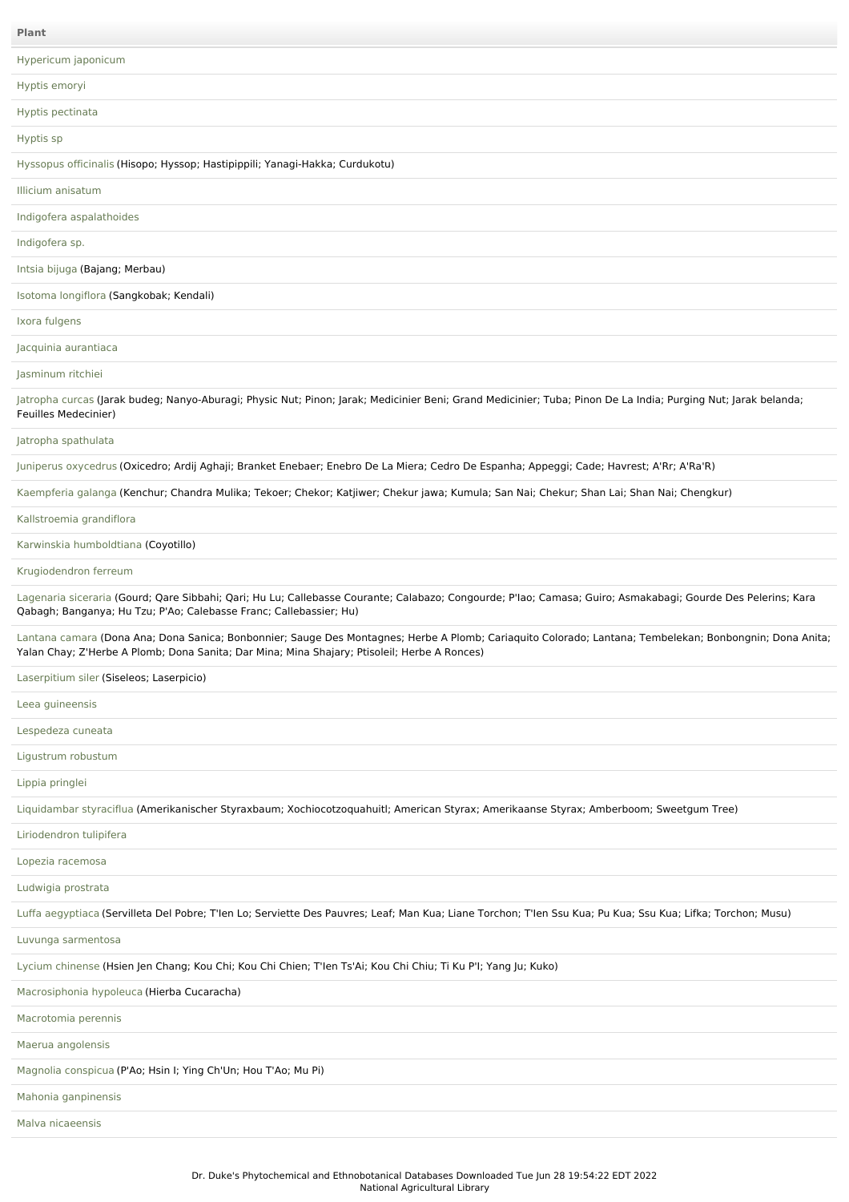| Plant |
|---|
| Hypericum japonicum |
| Hyptis emoryi |
| Hyptis pectinata |
| Hyptis sp |
| Hyssopus officinalis (Hisopo; Hyssop; Hastipippili; Yanagi-Hakka; Curdukotu) |
| Illicium anisatum |
| Indigofera aspalathoides |
| Indigofera sp. |
| Intsia bijuga (Bajang; Merbau) |
| Isotoma longiflora (Sangkobak; Kendali) |
| Ixora fulgens |
| Jacquinia aurantiaca |
| Jasminum ritchiei |
| Jatropha curcas (Jarak budeg; Nanyo-Aburagi; Physic Nut; Pinon; Jarak; Medicinier Beni; Grand Medicinier; Tuba; Pinon De La India; Purging Nut; Jarak belanda; Feuilles Medecinier) |
| Jatropha spathulata |
| Juniperus oxycedrus (Oxicedro; Ardij Aghaji; Branket Enebaer; Enebro De La Miera; Cedro De Espanha; Appeggi; Cade; Havrest; A'Rr; A'Ra'R) |
| Kaempferia galanga (Kenchur; Chandra Mulika; Tekoer; Chekor; Katjiwer; Chekur jawa; Kumula; San Nai; Chekur; Shan Lai; Shan Nai; Chengkur) |
| Kallstroemia grandiflora |
| Karwinskia humboldtiana (Coyotillo) |
| Krugiodendron ferreum |
| Lagenaria siceraria (Gourd; Qare Sibbahi; Qari; Hu Lu; Callebasse Courante; Calabazo; Congourde; P'Iao; Camasa; Guiro; Asmakabagi; Gourde Des Pelerins; Kara Qabagh; Banganya; Hu Tzu; P'Ao; Calebasse Franc; Callebassier; Hu) |
| Lantana camara (Dona Ana; Dona Sanica; Bonbonnier; Sauge Des Montagnes; Herbe A Plomb; Cariaquito Colorado; Lantana; Tembelekan; Bonbongnin; Dona Anita; Yalan Chay; Z'Herbe A Plomb; Dona Sanita; Dar Mina; Mina Shajary; Ptisoleil; Herbe A Ronces) |
| Laserpitium siler (Siseleos; Laserpicio) |
| Leea guineensis |
| Lespedeza cuneata |
| Ligustrum robustum |
| Lippia pringlei |
| Liquidambar styraciflua (Amerikanischer Styraxbaum; Xochiocotzoquahuitl; American Styrax; Amerikaanse Styrax; Amberboom; Sweetgum Tree) |
| Liriodendron tulipifera |
| Lopezia racemosa |
| Ludwigia prostrata |
| Luffa aegyptiaca (Servilleta Del Pobre; T'Ien Lo; Serviette Des Pauvres; Leaf; Man Kua; Liane Torchon; T'Ien Ssu Kua; Pu Kua; Ssu Kua; Lifka; Torchon; Musu) |
| Luvunga sarmentosa |
| Lycium chinense (Hsien Jen Chang; Kou Chi; Kou Chi Chien; T'Ien Ts'Ai; Kou Chi Chiu; Ti Ku P'I; Yang Ju; Kuko) |
| Macrosiphonia hypoleuca (Hierba Cucaracha) |
| Macrotomia perennis |
| Maerua angolensis |
| Magnolia conspicua (P'Ao; Hsin I; Ying Ch'Un; Hou T'Ao; Mu Pi) |
| Mahonia ganpinensis |
| Malva nicaeensis |

Dr. Duke's Phytochemical and Ethnobotanical Databases Downloaded Tue Jun 28 19:54:22 EDT 2022
National Agricultural Library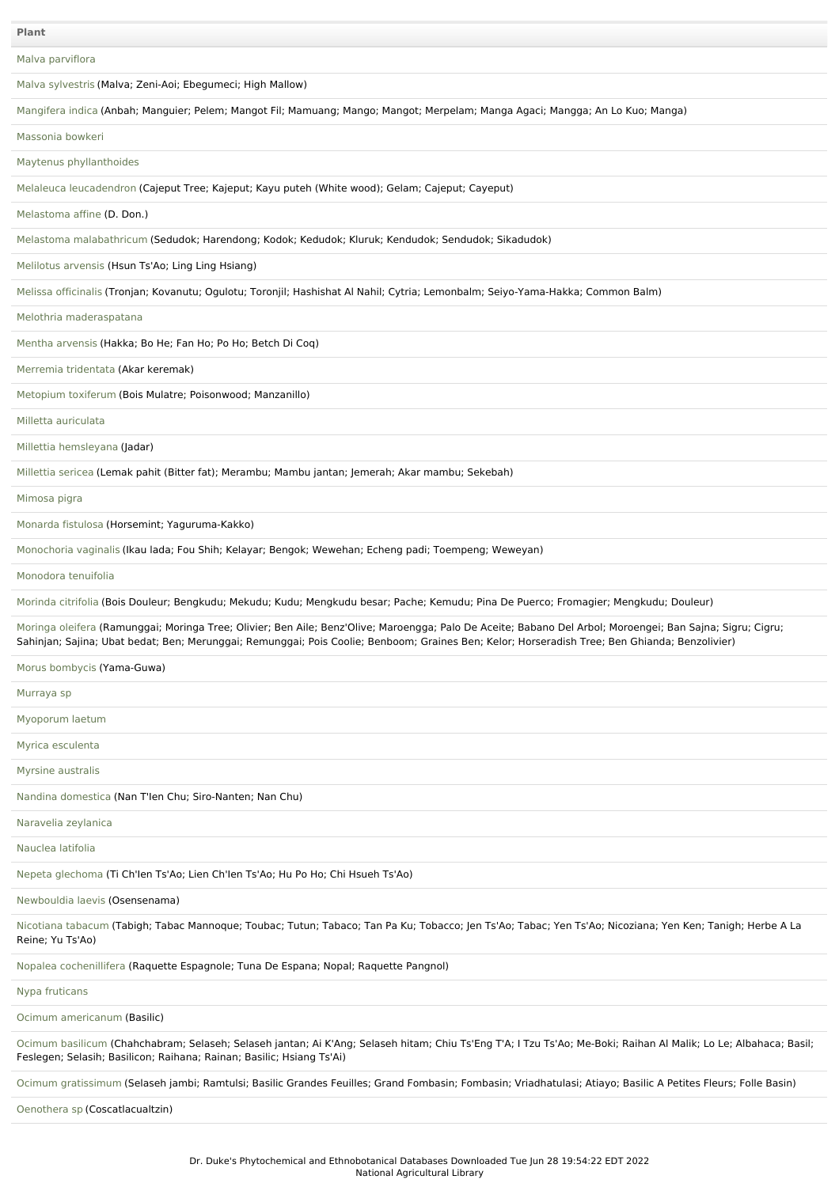| Plant |
| --- |
| Malva parviflora |
| Malva sylvestris (Malva; Zeni-Aoi; Ebegumeci; High Mallow) |
| Mangifera indica (Anbah; Manguier; Pelem; Mangot Fil; Mamuang; Mango; Mangot; Merpelam; Manga Agaci; Mangga; An Lo Kuo; Manga) |
| Massonia bowkeri |
| Maytenus phyllanthoides |
| Melaleuca leucadendron (Cajeput Tree; Kajeput; Kayu puteh (White wood); Gelam; Cajeput; Cayeput) |
| Melastoma affine (D. Don.) |
| Melastoma malabathricum (Sedudok; Harendong; Kodok; Kedudok; Kluruk; Kendudok; Sendudok; Sikadudok) |
| Melilotus arvensis (Hsun Ts'Ao; Ling Ling Hsiang) |
| Melissa officinalis (Tronjan; Kovanutu; Ogulotu; Toronjil; Hashishat Al Nahil; Cytria; Lemonbalm; Seiyo-Yama-Hakka; Common Balm) |
| Melothria maderaspatana |
| Mentha arvensis (Hakka; Bo He; Fan Ho; Po Ho; Betch Di Coq) |
| Merremia tridentata (Akar keremak) |
| Metopium toxiferum (Bois Mulatre; Poisonwood; Manzanillo) |
| Milletta auriculata |
| Millettia hemsleyana (Jadar) |
| Millettia sericea (Lemak pahit (Bitter fat); Merambu; Mambu jantan; Jemerah; Akar mambu; Sekebah) |
| Mimosa pigra |
| Monarda fistulosa (Horsemint; Yaguruma-Kakko) |
| Monochoria vaginalis (Ikau lada; Fou Shih; Kelayar; Bengok; Wewehan; Echeng padi; Toempeng; Weweyan) |
| Monodora tenuifolia |
| Morinda citrifolia (Bois Douleur; Bengkudu; Mekudu; Kudu; Mengkudu besar; Pache; Kemudu; Pina De Puerco; Fromagier; Mengkudu; Douleur) |
| Moringa oleifera (Ramunggai; Moringa Tree; Olivier; Ben Aile; Benz'Olive; Maroengga; Palo De Aceite; Babano Del Arbol; Moroengei; Ban Sajna; Sigru; Cigru; Sahinjan; Sajina; Ubat bedat; Ben; Merunggai; Remunggai; Pois Coolie; Benboom; Graines Ben; Kelor; Horseradish Tree; Ben Ghianda; Benzolivier) |
| Morus bombycis (Yama-Guwa) |
| Murraya sp |
| Myoporum laetum |
| Myrica esculenta |
| Myrsine australis |
| Nandina domestica (Nan T'Ien Chu; Siro-Nanten; Nan Chu) |
| Naravelia zeylanica |
| Nauclea latifolia |
| Nepeta glechoma (Ti Ch'Ien Ts'Ao; Lien Ch'Ien Ts'Ao; Hu Po Ho; Chi Hsueh Ts'Ao) |
| Newbouldia laevis (Osensenama) |
| Nicotiana tabacum (Tabigh; Tabac Mannoque; Toubac; Tutun; Tabaco; Tan Pa Ku; Tobacco; Jen Ts'Ao; Tabac; Yen Ts'Ao; Nicoziana; Yen Ken; Tanigh; Herbe A La Reine; Yu Ts'Ao) |
| Nopalea cochenillifera (Raquette Espagnole; Tuna De Espana; Nopal; Raquette Pangnol) |
| Nypa fruticans |
| Ocimum americanum (Basilic) |
| Ocimum basilicum (Chahchabram; Selaseh; Selaseh jantan; Ai K'Ang; Selaseh hitam; Chiu Ts'Eng T'A; I Tzu Ts'Ao; Me-Boki; Raihan Al Malik; Lo Le; Albahaca; Basil; Feslegen; Selasih; Basilicon; Raihana; Rainan; Basilic; Hsiang Ts'Ai) |
| Ocimum gratissimum (Selaseh jambi; Ramtulsi; Basilic Grandes Feuilles; Grand Fombasin; Fombasin; Vriadhatulasi; Atiayo; Basilic A Petites Fleurs; Folle Basin) |
| Oenothera sp (Coscatlacualtzin) |

Dr. Duke's Phytochemical and Ethnobotanical Databases Downloaded Tue Jun 28 19:54:22 EDT 2022
National Agricultural Library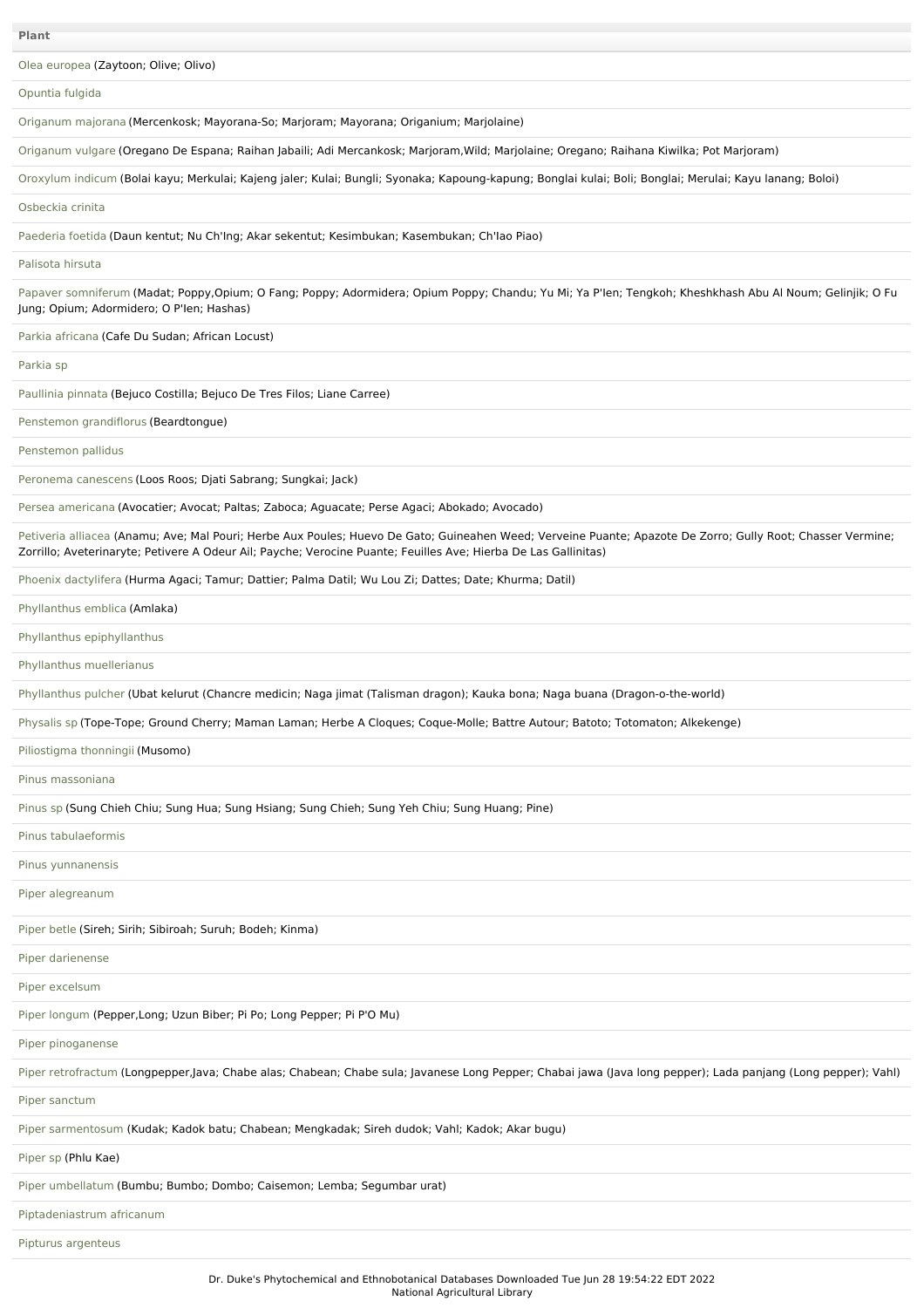| Plant |
| --- |
| Olea europea (Zaytoon; Olive; Olivo) |
| Opuntia fulgida |
| Origanum majorana (Mercenkosk; Mayorana-So; Marjoram; Mayorana; Origanium; Marjolaine) |
| Origanum vulgare (Oregano De Espana; Raihan Jabaili; Adi Mercankosk; Marjoram,Wild; Marjolaine; Oregano; Raihana Kiwilka; Pot Marjoram) |
| Oroxylum indicum (Bolai kayu; Merkulai; Kajeng jaler; Kulai; Bungli; Syonaka; Kapoung-kapung; Bonglai kulai; Boli; Bonglai; Merulai; Kayu lanang; Boloi) |
| Osbeckia crinita |
| Paederia foetida (Daun kentut; Nu Ch'Ing; Akar sekentut; Kesimbukan; Kasembukan; Ch'Iao Piao) |
| Palisota hirsuta |
| Papaver somniferum (Madat; Poppy,Opium; O Fang; Poppy; Adormidera; Opium Poppy; Chandu; Yu Mi; Ya P'Ien; Tengkoh; Kheshkhash Abu Al Noum; Gelinjik; O Fu Jung; Opium; Adormidero; O P'Ien; Hashas) |
| Parkia africana (Cafe Du Sudan; African Locust) |
| Parkia sp |
| Paullinia pinnata (Bejuco Costilla; Bejuco De Tres Filos; Liane Carree) |
| Penstemon grandiflorus (Beardtongue) |
| Penstemon pallidus |
| Peronema canescens (Loos Roos; Djati Sabrang; Sungkai; Jack) |
| Persea americana (Avocatier; Avocat; Paltas; Zaboca; Aguacate; Perse Agaci; Abokado; Avocado) |
| Petiveria alliacea (Anamu; Ave; Mal Pouri; Herbe Aux Poules; Huevo De Gato; Guineahen Weed; Verveine Puante; Apazote De Zorro; Gully Root; Chasser Vermine; Zorrillo; Aveterinaryte; Petivere A Odeur Ail; Payche; Verocine Puante; Feuilles Ave; Hierba De Las Gallinitas) |
| Phoenix dactylifera (Hurma Agaci; Tamur; Dattier; Palma Datil; Wu Lou Zi; Dattes; Date; Khurma; Datil) |
| Phyllanthus emblica (Amlaka) |
| Phyllanthus epiphyllanthus |
| Phyllanthus muellerianus |
| Phyllanthus pulcher (Ubat kelurut (Chancre medicin; Naga jimat (Talisman dragon); Kauka bona; Naga buana (Dragon-o-the-world) |
| Physalis sp (Tope-Tope; Ground Cherry; Maman Laman; Herbe A Cloques; Coque-Molle; Battre Autour; Batoto; Totomaton; Alkekenge) |
| Piliostigma thonningii (Musomo) |
| Pinus massoniana |
| Pinus sp (Sung Chieh Chiu; Sung Hua; Sung Hsiang; Sung Chieh; Sung Yeh Chiu; Sung Huang; Pine) |
| Pinus tabulaeformis |
| Pinus yunnanensis |
| Piper alegreanum |
| Piper betle (Sireh; Sirih; Sibiroah; Suruh; Bodeh; Kinma) |
| Piper darienense |
| Piper excelsum |
| Piper longum (Pepper,Long; Uzun Biber; Pi Po; Long Pepper; Pi P'O Mu) |
| Piper pinoganense |
| Piper retrofractum (Longpepper,Java; Chabe alas; Chabean; Chabe sula; Javanese Long Pepper; Chabai jawa (Java long pepper); Lada panjang (Long pepper); Vahl) |
| Piper sanctum |
| Piper sarmentosum (Kudak; Kadok batu; Chabean; Mengkadak; Sireh dudok; Vahl; Kadok; Akar bugu) |
| Piper sp (Phlu Kae) |
| Piper umbellatum (Bumbu; Bumbo; Dombo; Caisemon; Lemba; Segumbar urat) |
| Piptadeniastrum africanum |
| Pipturus argenteus |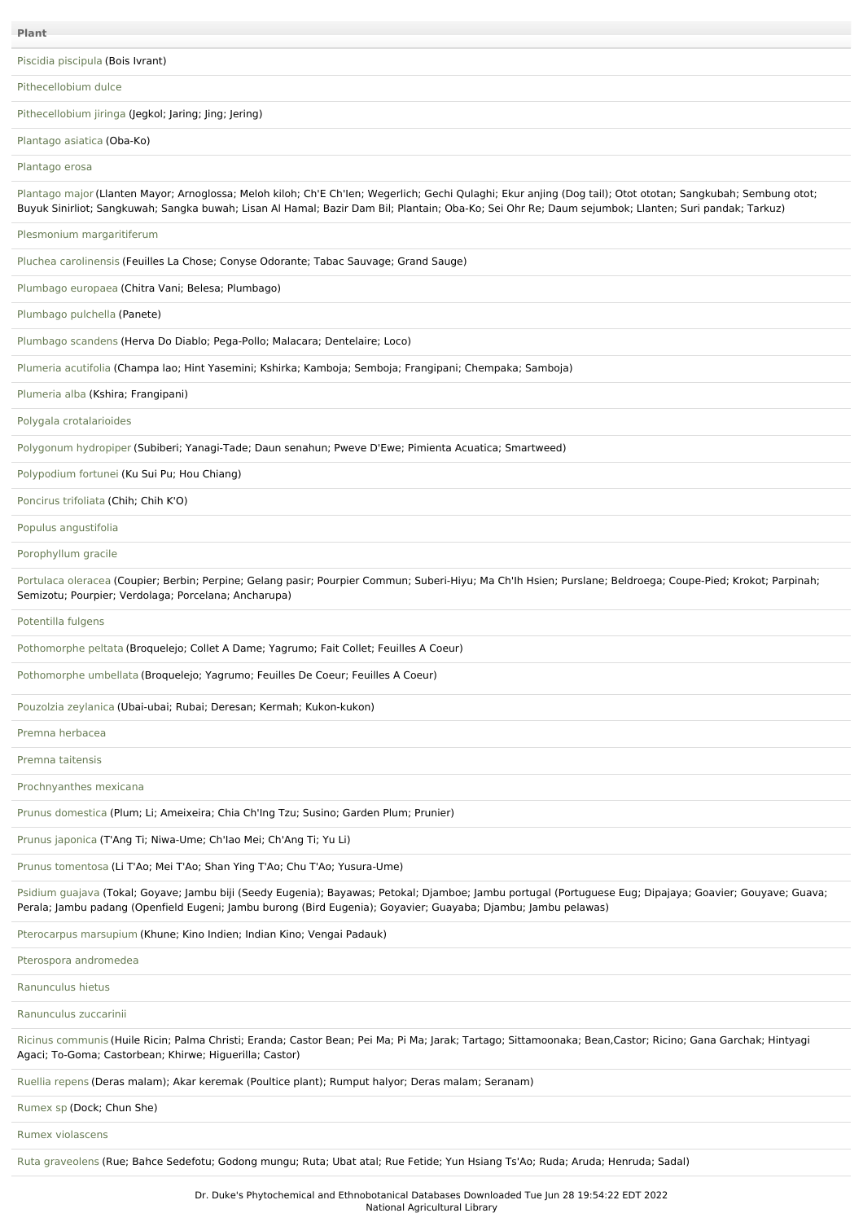| Plant |
| --- |
| Piscidia piscipula (Bois Ivrant) |
| Pithecellobium dulce |
| Pithecellobium jiringa (Jegkol; Jaring; Jing; Jering) |
| Plantago asiatica (Oba-Ko) |
| Plantago erosa |
| Plantago major (Llanten Mayor; Arnoglossa; Meloh kiloh; Ch'E Ch'Ien; Wegerlich; Gechi Qulaghi; Ekur anjing (Dog tail); Otot ototan; Sangkubah; Sembung otot; Buyuk Sinirliot; Sangkuwah; Sangka buwah; Lisan Al Hamal; Bazir Dam Bil; Plantain; Oba-Ko; Sei Ohr Re; Daum sejumbok; Llanten; Suri pandak; Tarkuz) |
| Plesmonium margaritiferum |
| Pluchea carolinensis (Feuilles La Chose; Conyse Odorante; Tabac Sauvage; Grand Sauge) |
| Plumbago europaea (Chitra Vani; Belesa; Plumbago) |
| Plumbago pulchella (Panete) |
| Plumbago scandens (Herva Do Diablo; Pega-Pollo; Malacara; Dentelaire; Loco) |
| Plumeria acutifolia (Champa lao; Hint Yasemini; Kshirka; Kamboja; Semboja; Frangipani; Chempaka; Samboja) |
| Plumeria alba (Kshira; Frangipani) |
| Polygala crotalarioides |
| Polygonum hydropiper (Subiberi; Yanagi-Tade; Daun senahun; Pweve D'Ewe; Pimienta Acuatica; Smartweed) |
| Polypodium fortunei (Ku Sui Pu; Hou Chiang) |
| Poncirus trifoliata (Chih; Chih K'O) |
| Populus angustifolia |
| Porophyllum gracile |
| Portulaca oleracea (Coupier; Berbin; Perpine; Gelang pasir; Pourpier Commun; Suberi-Hiyu; Ma Ch'Ih Hsien; Purslane; Beldroega; Coupe-Pied; Krokot; Parpinah; Semizotu; Pourpier; Verdolaga; Porcelana; Ancharupa) |
| Potentilla fulgens |
| Pothomorphe peltata (Broquelejo; Collet A Dame; Yagrumo; Fait Collet; Feuilles A Coeur) |
| Pothomorphe umbellata (Broquelejo; Yagrumo; Feuilles De Coeur; Feuilles A Coeur) |
| Pouzolzia zeylanica (Ubai-ubai; Rubai; Deresan; Kermah; Kukon-kukon) |
| Premna herbacea |
| Premna taitensis |
| Prochnyanthes mexicana |
| Prunus domestica (Plum; Li; Ameixeira; Chia Ch'Ing Tzu; Susino; Garden Plum; Prunier) |
| Prunus japonica (T'Ang Ti; Niwa-Ume; Ch'Iao Mei; Ch'Ang Ti; Yu Li) |
| Prunus tomentosa (Li T'Ao; Mei T'Ao; Shan Ying T'Ao; Chu T'Ao; Yusura-Ume) |
| Psidium guajava (Tokal; Goyave; Jambu biji (Seedy Eugenia); Bayawas; Petokal; Djamboe; Jambu portugal (Portuguese Eug; Dipajaya; Goavier; Gouyave; Guava; Perala; Jambu padang (Openfield Eugeni; Jambu burong (Bird Eugenia); Goyavier; Guayaba; Djambu; Jambu pelawas) |
| Pterocarpus marsupium (Khune; Kino Indien; Indian Kino; Vengai Padauk) |
| Pterospora andromedea |
| Ranunculus hietus |
| Ranunculus zuccarinii |
| Ricinus communis (Huile Ricin; Palma Christi; Eranda; Castor Bean; Pei Ma; Pi Ma; Jarak; Tartago; Sittamoonaka; Bean,Castor; Ricino; Gana Garchak; Hintyagi Agaci; To-Goma; Castorbean; Khirwe; Higuerilla; Castor) |
| Ruellia repens (Deras malam); Akar keremak (Poultice plant); Rumput halyor; Deras malam; Seranam) |
| Rumex sp (Dock; Chun She) |
| Rumex violascens |
| Ruta graveolens (Rue; Bahce Sedefotu; Godong mungu; Ruta; Ubat atal; Rue Fetide; Yun Hsiang Ts'Ao; Ruda; Aruda; Henruda; Sadal) |

Dr. Duke's Phytochemical and Ethnobotanical Databases Downloaded Tue Jun 28 19:54:22 EDT 2022
National Agricultural Library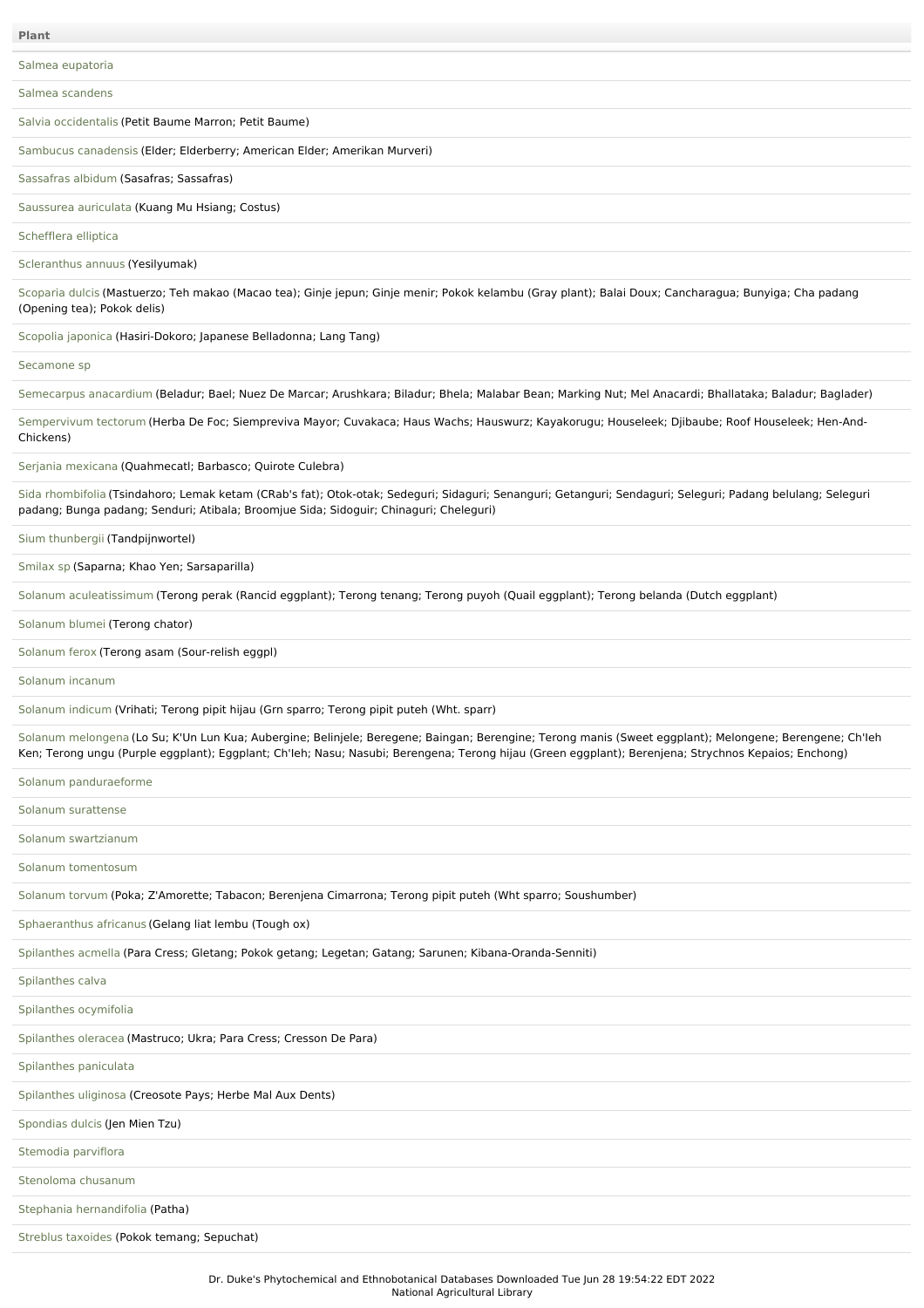| Plant |
| --- |
| Salmea eupatoria |
| Salmea scandens |
| Salvia occidentalis (Petit Baume Marron; Petit Baume) |
| Sambucus canadensis (Elder; Elderberry; American Elder; Amerikan Murveri) |
| Sassafras albidum (Sasafras; Sassafras) |
| Saussurea auriculata (Kuang Mu Hsiang; Costus) |
| Schefflera elliptica |
| Scleranthus annuus (Yesilyumak) |
| Scoparia dulcis (Mastuerzo; Teh makao (Macao tea); Ginje jepun; Ginje menir; Pokok kelambu (Gray plant); Balai Doux; Cancharagua; Bunyiga; Cha padang (Opening tea); Pokok delis) |
| Scopolia japonica (Hasiri-Dokoro; Japanese Belladonna; Lang Tang) |
| Secamone sp |
| Semecarpus anacardium (Beladur; Bael; Nuez De Marcar; Arushkara; Biladur; Bhela; Malabar Bean; Marking Nut; Mel Anacardi; Bhallataka; Baladur; Baglader) |
| Sempervivum tectorum (Herba De Foc; Siempreviva Mayor; Cuvakaca; Haus Wachs; Hauswurz; Kayakorugu; Houseleek; Djibaube; Roof Houseleek; Hen-And-Chickens) |
| Serjania mexicana (Quahmecatl; Barbasco; Quirote Culebra) |
| Sida rhombifolia (Tsindahoro; Lemak ketam (CRab's fat); Otok-otak; Sedeguri; Sidaguri; Senanguri; Getanguri; Sendaguri; Seleguri; Padang belulang; Seleguri padang; Bunga padang; Senduri; Atibala; Broomjue Sida; Sidoguir; Chinaguri; Cheleguri) |
| Sium thunbergii (Tandpijnwortel) |
| Smilax sp (Saparna; Khao Yen; Sarsaparilla) |
| Solanum aculeatissimum (Terong perak (Rancid eggplant); Terong tenang; Terong puyoh (Quail eggplant); Terong belanda (Dutch eggplant) |
| Solanum blumei (Terong chator) |
| Solanum ferox (Terong asam (Sour-relish eggpl) |
| Solanum incanum |
| Solanum indicum (Vrihati; Terong pipit hijau (Grn sparro; Terong pipit puteh (Wht. sparr) |
| Solanum melongena (Lo Su; K'Un Lun Kua; Aubergine; Belinjele; Beregene; Baingan; Berengine; Terong manis (Sweet eggplant); Melongene; Berengene; Ch'Ieh Ken; Terong ungu (Purple eggplant); Eggplant; Ch'Ieh; Nasu; Nasubi; Berengena; Terong hijau (Green eggplant); Berenjena; Strychnos Kepaios; Enchong) |
| Solanum panduraeforme |
| Solanum surattense |
| Solanum swartzianum |
| Solanum tomentosum |
| Solanum torvum (Poka; Z'Amorette; Tabacon; Berenjena Cimarrona; Terong pipit puteh (Wht sparro; Soushumber) |
| Sphaeranthus africanus (Gelang liat lembu (Tough ox) |
| Spilanthes acmella (Para Cress; Gletang; Pokok getang; Legetan; Gatang; Sarunen; Kibana-Oranda-Senniti) |
| Spilanthes calva |
| Spilanthes ocymifolia |
| Spilanthes oleracea (Mastruco; Ukra; Para Cress; Cresson De Para) |
| Spilanthes paniculata |
| Spilanthes uliginosa (Creosote Pays; Herbe Mal Aux Dents) |
| Spondias dulcis (Jen Mien Tzu) |
| Stemodia parviflora |
| Stenoloma chusanum |
| Stephania hernandifolia (Patha) |
| Streblus taxoides (Pokok temang; Sepuchat) |

Dr. Duke's Phytochemical and Ethnobotanical Databases Downloaded Tue Jun 28 19:54:22 EDT 2022
National Agricultural Library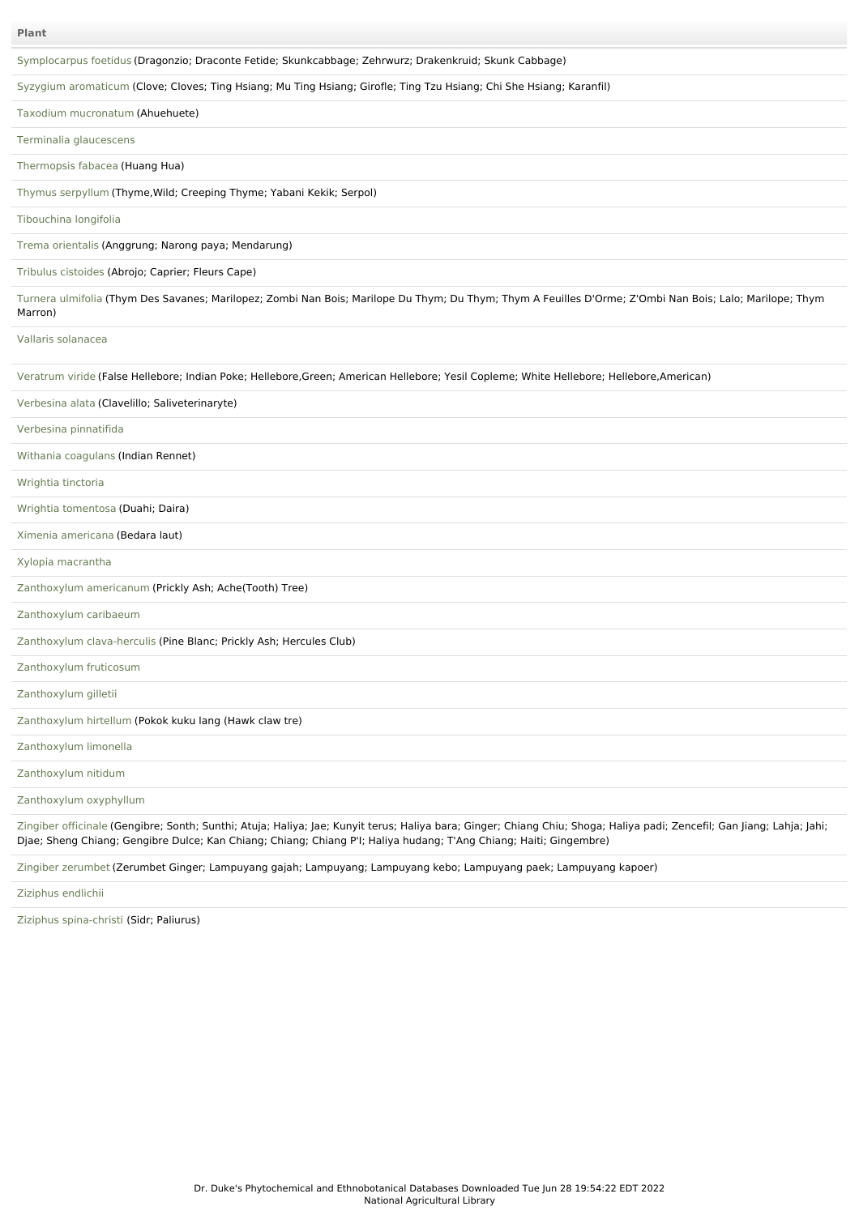| Plant |
| --- |
| Symplocarpus foetidus (Dragonzio; Draconte Fetide; Skunkcabbage; Zehrwurz; Drakenkruid; Skunk Cabbage) |
| Syzygium aromaticum (Clove; Cloves; Ting Hsiang; Mu Ting Hsiang; Girofle; Ting Tzu Hsiang; Chi She Hsiang; Karanfil) |
| Taxodium mucronatum (Ahuehuete) |
| Terminalia glaucescens |
| Thermopsis fabacea (Huang Hua) |
| Thymus serpyllum (Thyme,Wild; Creeping Thyme; Yabani Kekik; Serpol) |
| Tibouchina longifolia |
| Trema orientalis (Anggrung; Narong paya; Mendarung) |
| Tribulus cistoides (Abrojo; Caprier; Fleurs Cape) |
| Turnera ulmifolia (Thym Des Savanes; Marilopez; Zombi Nan Bois; Marilope Du Thym; Du Thym; Thym A Feuilles D'Orme; Z'Ombi Nan Bois; Lalo; Marilope; Thym Marron) |
| Vallaris solanacea |
| Veratrum viride (False Hellebore; Indian Poke; Hellebore,Green; American Hellebore; Yesil Copleme; White Hellebore; Hellebore,American) |
| Verbesina alata (Clavelillo; Saliveterinaryte) |
| Verbesina pinnatifida |
| Withania coagulans (Indian Rennet) |
| Wrightia tinctoria |
| Wrightia tomentosa (Duahi; Daira) |
| Ximenia americana (Bedara laut) |
| Xylopia macrantha |
| Zanthoxylum americanum (Prickly Ash; Ache(Tooth) Tree) |
| Zanthoxylum caribaeum |
| Zanthoxylum clava-herculis (Pine Blanc; Prickly Ash; Hercules Club) |
| Zanthoxylum fruticosum |
| Zanthoxylum gilletii |
| Zanthoxylum hirtellum (Pokok kuku lang (Hawk claw tre) |
| Zanthoxylum limonella |
| Zanthoxylum nitidum |
| Zanthoxylum oxyphyllum |
| Zingiber officinale (Gengibre; Sonth; Sunthi; Atuja; Haliya; Jae; Kunyit terus; Haliya bara; Ginger; Chiang Chiu; Shoga; Haliya padi; Zencefil; Gan Jiang; Lahja; Jahi; Djae; Sheng Chiang; Gengibre Dulce; Kan Chiang; Chiang; Chiang P'I; Haliya hudang; T'Ang Chiang; Haiti; Gingembre) |
| Zingiber zerumbet (Zerumbet Ginger; Lampuyang gajah; Lampuyang; Lampuyang kebo; Lampuyang paek; Lampuyang kapoer) |
| Ziziphus endlichii |
| Ziziphus spina-christi (Sidr; Paliurus) |

Dr. Duke's Phytochemical and Ethnobotanical Databases Downloaded Tue Jun 28 19:54:22 EDT 2022
National Agricultural Library